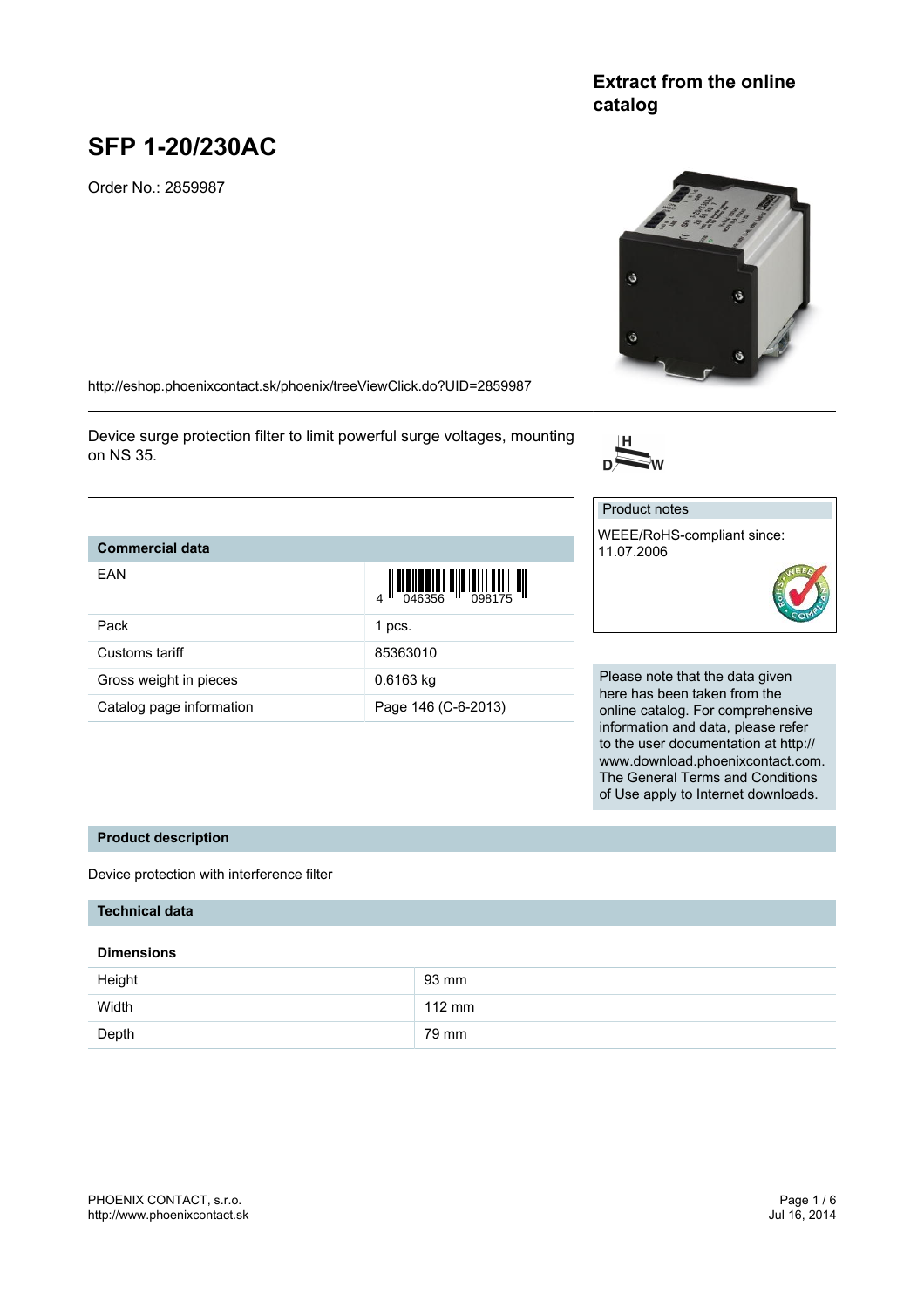Extract from the online catalog

# SFP 1-20/230AC

Order No.: 2859987

http://eshop.phoenixcontact.sk/phoenix/treeViewClick.do?UID=2859987

Device surge protection filter to limit powerful surge voltages, mounting on NS 35.

| Commercial data | |
|---|---|
| EAN | 4 046356 098175 |
| Pack | 1 pcs. |
| Customs tariff | 85363010 |
| Gross weight in pieces | 0.6163 kg |
| Catalog page information | Page 146 (C-6-2013) |

Product notes

WEEE/RoHS-compliant since: 11.07.2006

Please note that the data given here has been taken from the online catalog. For comprehensive information and data, please refer to the user documentation at http://www.download.phoenixcontact.com. The General Terms and Conditions of Use apply to Internet downloads.

## Product description

Device protection with interference filter

## Technical data

### Dimensions

| | |
|---|---|
| Height | 93 mm |
| Width | 112 mm |
| Depth | 79 mm |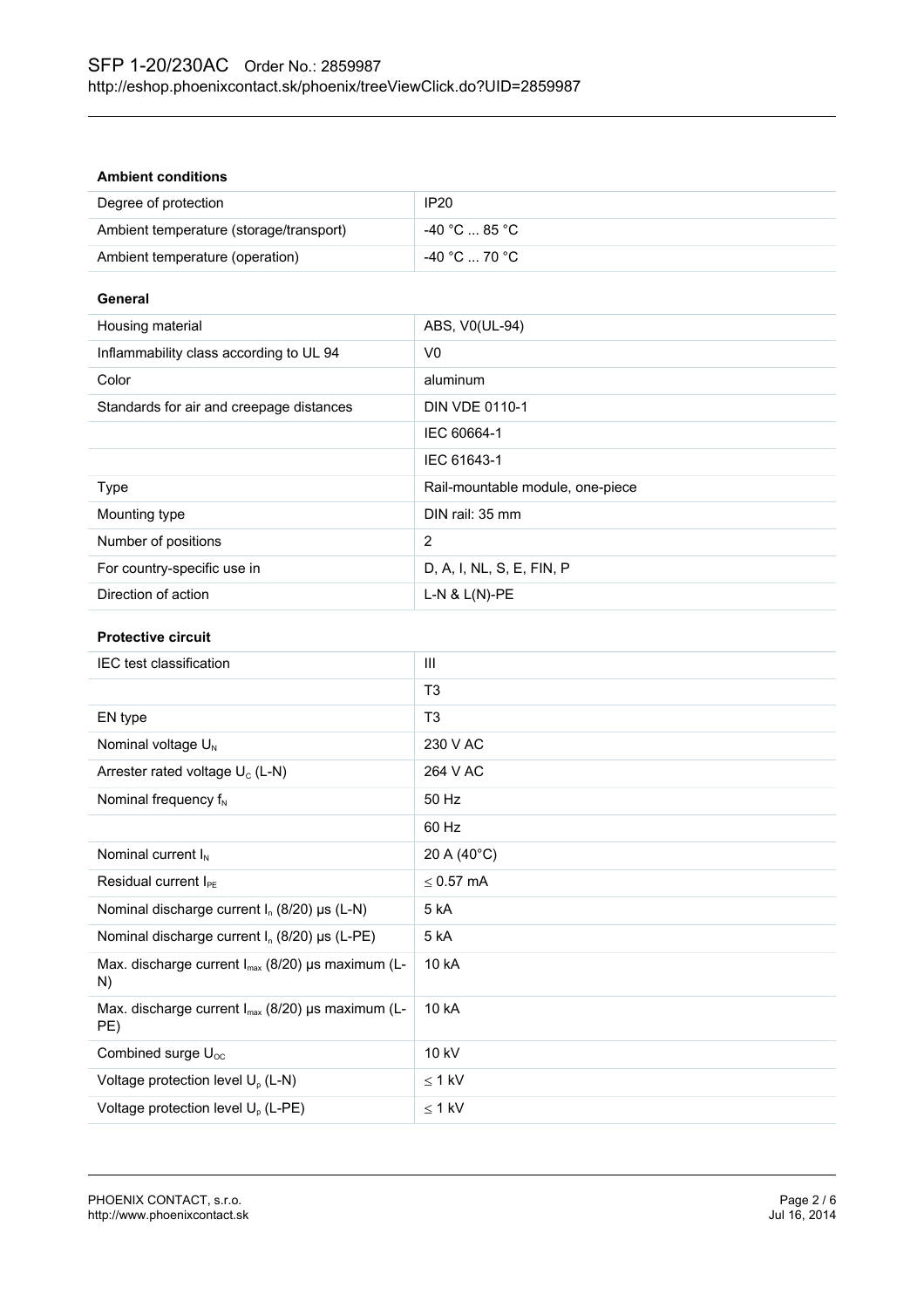## Ambient conditions

| | |
|---|---|
| Degree of protection | IP20 |
| Ambient temperature (storage/transport) | -40 °C ... 85 °C |
| Ambient temperature (operation) | -40 °C ... 70 °C |

## General

| | |
|---|---|
| Housing material | ABS, V0(UL-94) |
| Inflammability class according to UL 94 | V0 |
| Color | aluminum |
| Standards for air and creepage distances | DIN VDE 0110-1 |
| | IEC 60664-1 |
| | IEC 61643-1 |
| Type | Rail-mountable module, one-piece |
| Mounting type | DIN rail: 35 mm |
| Number of positions | 2 |
| For country-specific use in | D, A, I, NL, S, E, FIN, P |
| Direction of action | L-N & L(N)-PE |

## Protective circuit

| | |
|---|---|
| IEC test classification | III |
| | T3 |
| EN type | T3 |
| Nominal voltage $U_N$ | 230 V AC |
| Arrester rated voltage $U_c$ (L-N) | 264 V AC |
| Nominal frequency $f_N$ | 50 Hz |
| | 60 Hz |
| Nominal current $I_N$ | 20 A (40°C) |
| Residual current $I_{PE}$ | ≤ 0.57 mA |
| Nominal discharge current $I_n$ (8/20) µs (L-N) | 5 kA |
| Nominal discharge current $I_n$ (8/20) µs (L-PE) | 5 kA |
| Max. discharge current $I_{max}$ (8/20) µs maximum (L-N) | 10 kA |
| Max. discharge current $I_{max}$ (8/20) µs maximum (L-PE) | 10 kA |
| Combined surge $U_{OC}$ | 10 kV |
| Voltage protection level $U_p$ (L-N) | ≤ 1 kV |
| Voltage protection level $U_p$ (L-PE) | ≤ 1 kV |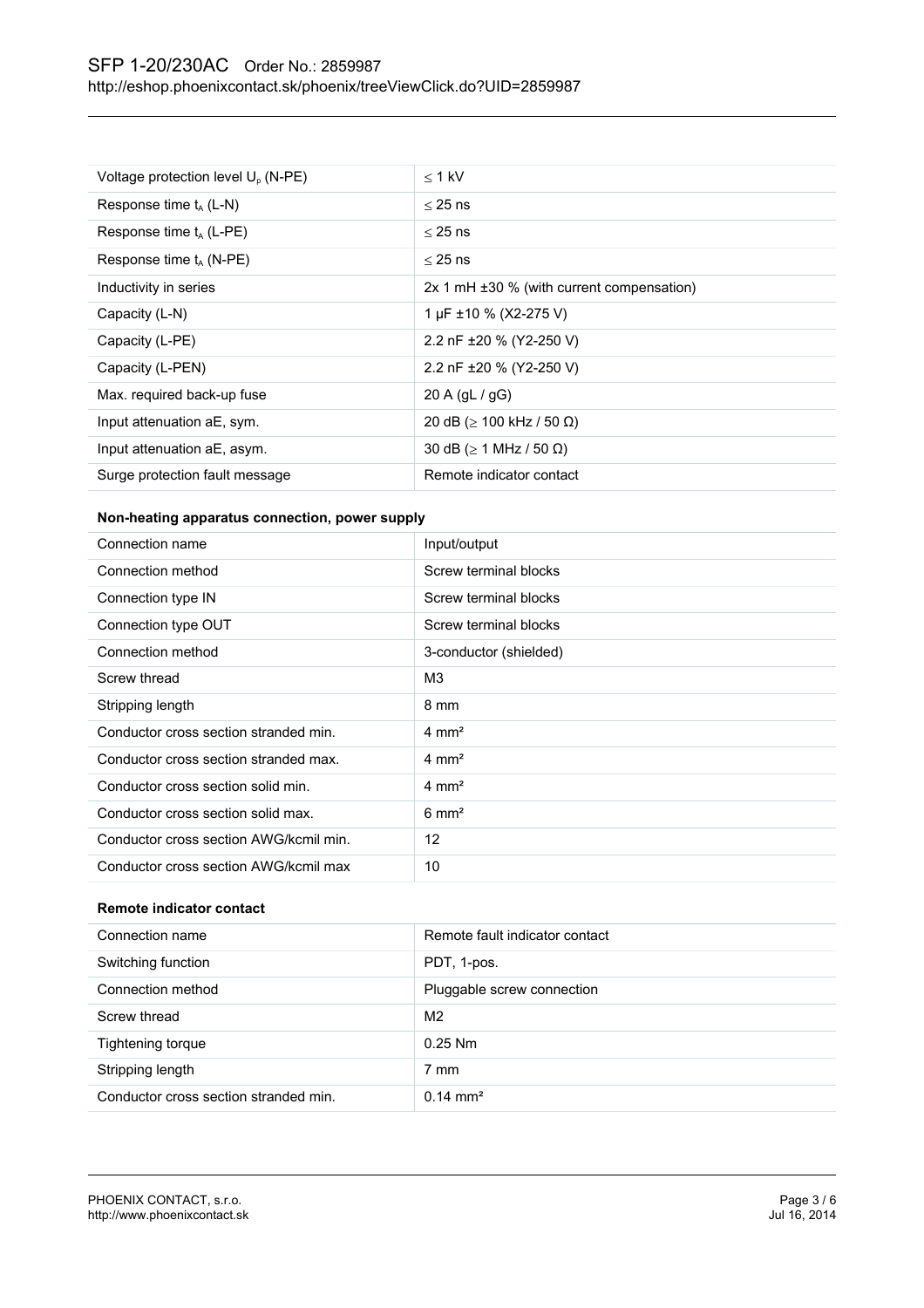| | |
|---|---|
| Voltage protection level $U_p$ (N-PE) | ≤ 1 kV |
| Response time $t_A$ (L-N) | ≤ 25 ns |
| Response time $t_A$ (L-PE) | ≤ 25 ns |
| Response time $t_A$ (N-PE) | ≤ 25 ns |
| Inductivity in series | 2x 1 mH ±30 % (with current compensation) |
| Capacity (L-N) | 1 µF ±10 % (X2-275 V) |
| Capacity (L-PE) | 2.2 nF ±20 % (Y2-250 V) |
| Capacity (L-PEN) | 2.2 nF ±20 % (Y2-250 V) |
| Max. required back-up fuse | 20 A (gL / gG) |
| Input attenuation aE, sym. | 20 dB (≥ 100 kHz / 50 Ω) |
| Input attenuation aE, asym. | 30 dB (≥ 1 MHz / 50 Ω) |
| Surge protection fault message | Remote indicator contact |

**Non-heating apparatus connection, power supply**

| | |
|---|---|
| Connection name | Input/output |
| Connection method | Screw terminal blocks |
| Connection type IN | Screw terminal blocks |
| Connection type OUT | Screw terminal blocks |
| Connection method | 3-conductor (shielded) |
| Screw thread | M3 |
| Stripping length | 8 mm |
| Conductor cross section stranded min. | 4 mm² |
| Conductor cross section stranded max. | 4 mm² |
| Conductor cross section solid min. | 4 mm² |
| Conductor cross section solid max. | 6 mm² |
| Conductor cross section AWG/kcmil min. | 12 |
| Conductor cross section AWG/kcmil max | 10 |

**Remote indicator contact**

| | |
|---|---|
| Connection name | Remote fault indicator contact |
| Switching function | PDT, 1-pos. |
| Connection method | Pluggable screw connection |
| Screw thread | M2 |
| Tightening torque | 0.25 Nm |
| Stripping length | 7 mm |
| Conductor cross section stranded min. | 0.14 mm² |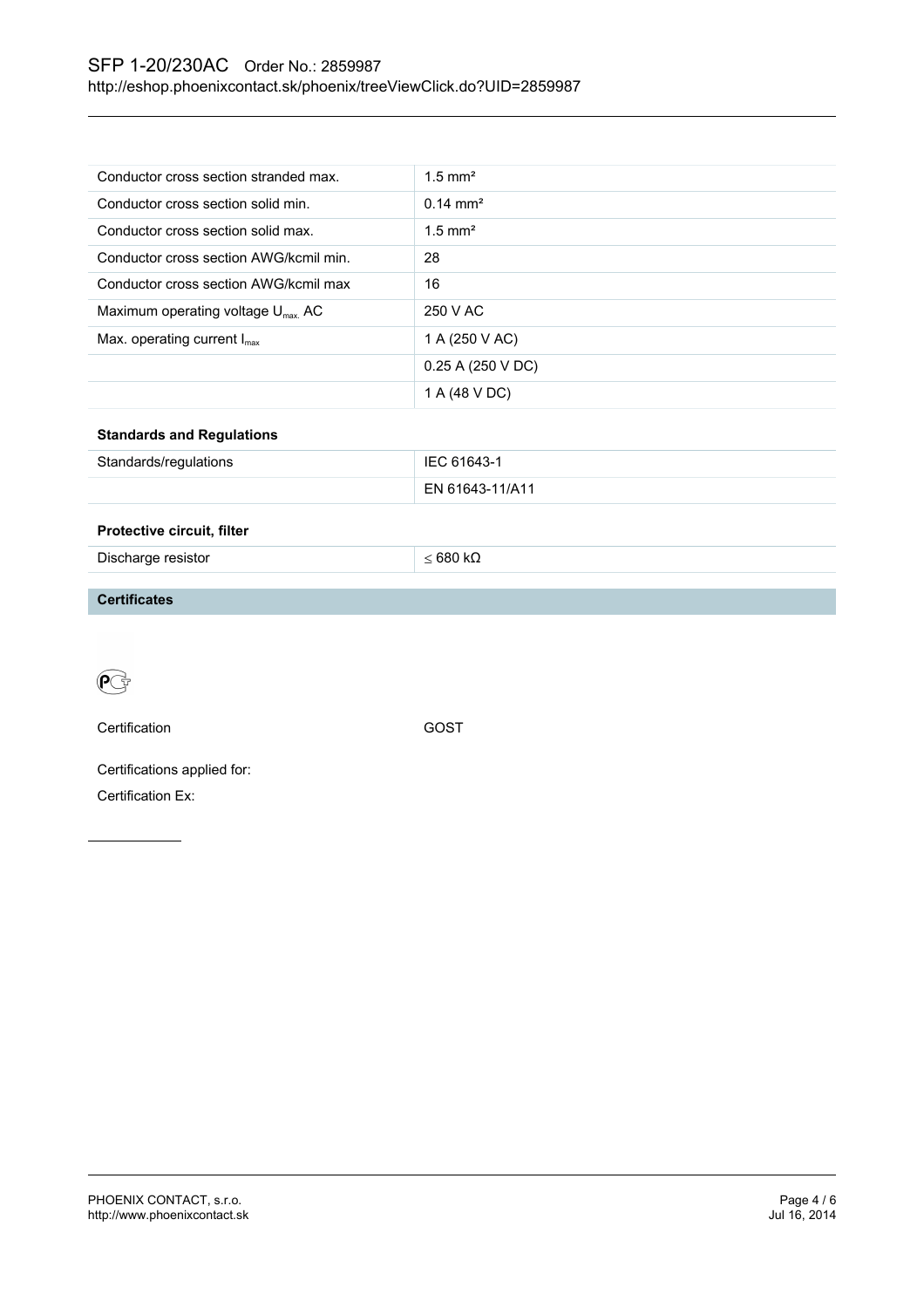| | |
|---|---|
| Conductor cross section stranded max. | 1.5 mm² |
| Conductor cross section solid min. | 0.14 mm² |
| Conductor cross section solid max. | 1.5 mm² |
| Conductor cross section AWG/kcmil min. | 28 |
| Conductor cross section AWG/kcmil max | 16 |
| Maximum operating voltage $U_{max.}$ AC | 250 V AC |
| Max. operating current $I_{max}$ | 1 A (250 V AC) |
| | 0.25 A (250 V DC) |
| | 1 A (48 V DC) |

**Standards and Regulations**

| | |
|---|---|
| Standards/regulations | IEC 61643-1 |
| | EN 61643-11/A11 |

**Protective circuit, filter**

| | |
|---|---|
| Discharge resistor | ≤ 680 kΩ |

## Certificates

Certification GOST

Certifications applied for:

Certification Ex: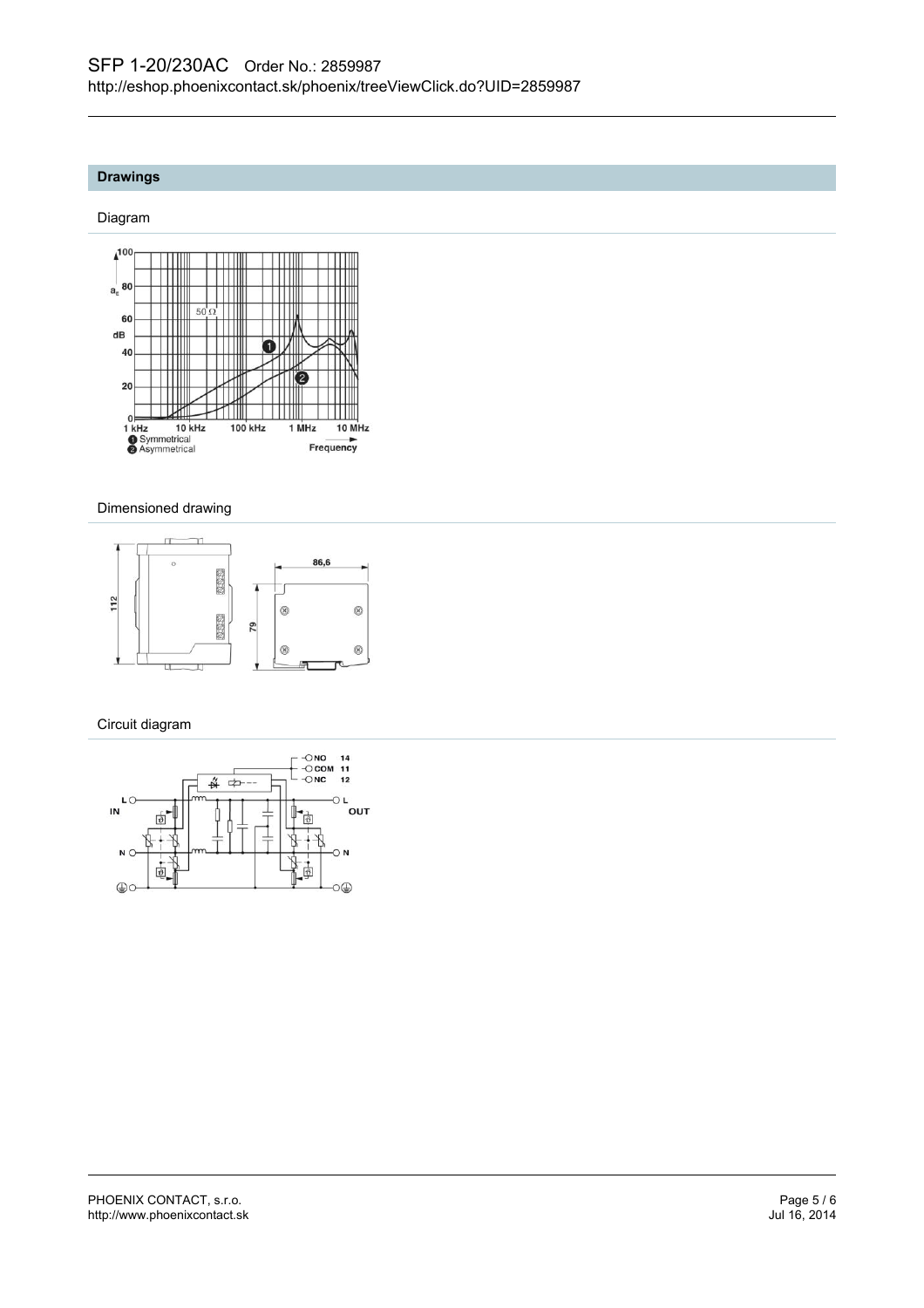## Drawings

### Diagram

### Dimensioned drawing

### Circuit diagram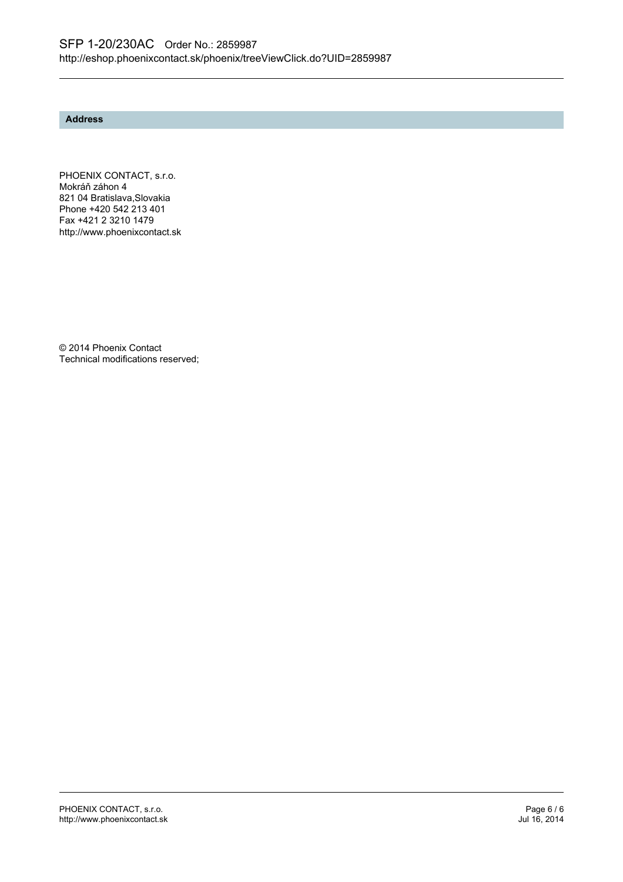## Address

PHOENIX CONTACT, s.r.o.
Mokráň záhon 4
821 04 Bratislava,Slovakia
Phone +420 542 213 401
Fax +421 2 3210 1479
http://www.phoenixcontact.sk

© 2014 Phoenix Contact
Technical modifications reserved;